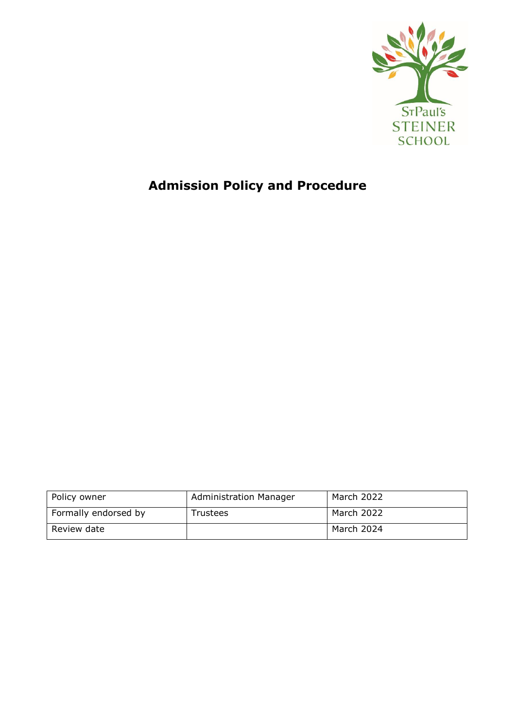St Paul's STEINER SCHOOL

# Admission Policy and Procedure

| Policy owner | Administration Manager | March 2022 |
|---|---|---|
| Formally endorsed by | Trustees | March 2022 |
| Review date | | March 2024 |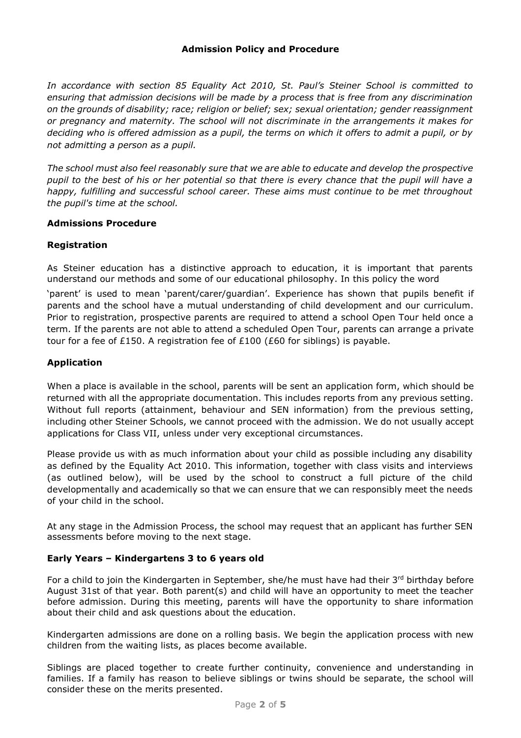**Admission Policy and Procedure**

*In accordance with section 85 Equality Act 2010, St. Paul's Steiner School is committed to ensuring that admission decisions will be made by a process that is free from any discrimination on the grounds of disability; race; religion or belief; sex; sexual orientation; gender reassignment or pregnancy and maternity. The school will not discriminate in the arrangements it makes for deciding who is offered admission as a pupil, the terms on which it offers to admit a pupil, or by not admitting a person as a pupil.*

*The school must also feel reasonably sure that we are able to educate and develop the prospective pupil to the best of his or her potential so that there is every chance that the pupil will have a happy, fulfilling and successful school career. These aims must continue to be met throughout the pupil's time at the school.*

**Admissions Procedure**

**Registration**

As Steiner education has a distinctive approach to education, it is important that parents understand our methods and some of our educational philosophy. In this policy the word 'parent' is used to mean 'parent/carer/guardian'. Experience has shown that pupils benefit if parents and the school have a mutual understanding of child development and our curriculum. Prior to registration, prospective parents are required to attend a school Open Tour held once a term. If the parents are not able to attend a scheduled Open Tour, parents can arrange a private tour for a fee of £150. A registration fee of £100 (£60 for siblings) is payable.

**Application**

When a place is available in the school, parents will be sent an application form, which should be returned with all the appropriate documentation. This includes reports from any previous setting. Without full reports (attainment, behaviour and SEN information) from the previous setting, including other Steiner Schools, we cannot proceed with the admission. We do not usually accept applications for Class VII, unless under very exceptional circumstances.

Please provide us with as much information about your child as possible including any disability as defined by the Equality Act 2010. This information, together with class visits and interviews (as outlined below), will be used by the school to construct a full picture of the child developmentally and academically so that we can ensure that we can responsibly meet the needs of your child in the school.

At any stage in the Admission Process, the school may request that an applicant has further SEN assessments before moving to the next stage.

**Early Years – Kindergartens 3 to 6 years old**

For a child to join the Kindergarten in September, she/he must have had their 3rd birthday before August 31st of that year. Both parent(s) and child will have an opportunity to meet the teacher before admission. During this meeting, parents will have the opportunity to share information about their child and ask questions about the education.

Kindergarten admissions are done on a rolling basis. We begin the application process with new children from the waiting lists, as places become available.

Siblings are placed together to create further continuity, convenience and understanding in families. If a family has reason to believe siblings or twins should be separate, the school will consider these on the merits presented.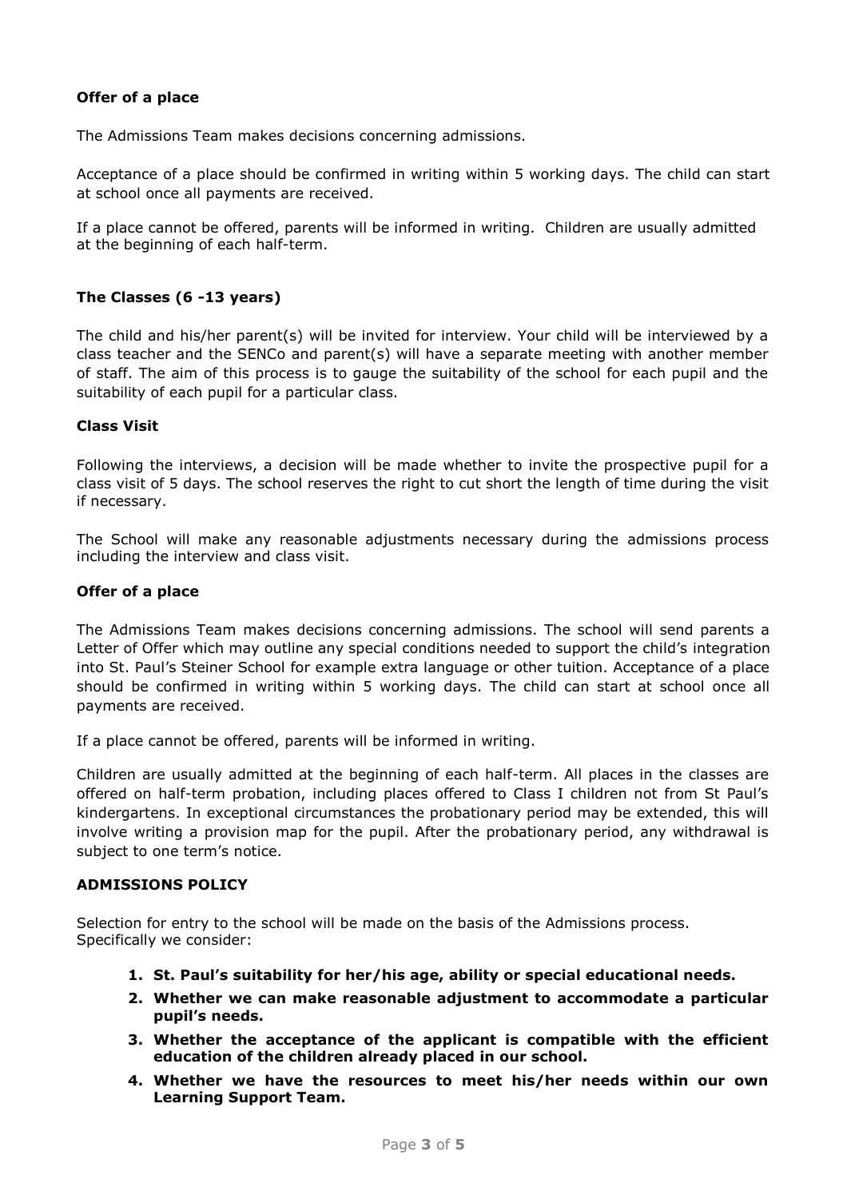### Offer of a place

The Admissions Team makes decisions concerning admissions.

Acceptance of a place should be confirmed in writing within 5 working days. The child can start at school once all payments are received.

If a place cannot be offered, parents will be informed in writing. Children are usually admitted at the beginning of each half-term.

### The Classes (6 -13 years)

The child and his/her parent(s) will be invited for interview. Your child will be interviewed by a class teacher and the SENCo and parent(s) will have a separate meeting with another member of staff. The aim of this process is to gauge the suitability of the school for each pupil and the suitability of each pupil for a particular class.

### Class Visit

Following the interviews, a decision will be made whether to invite the prospective pupil for a class visit of 5 days. The school reserves the right to cut short the length of time during the visit if necessary.

The School will make any reasonable adjustments necessary during the admissions process including the interview and class visit.

### Offer of a place

The Admissions Team makes decisions concerning admissions. The school will send parents a Letter of Offer which may outline any special conditions needed to support the child's integration into St. Paul's Steiner School for example extra language or other tuition. Acceptance of a place should be confirmed in writing within 5 working days. The child can start at school once all payments are received.

If a place cannot be offered, parents will be informed in writing.

Children are usually admitted at the beginning of each half-term. All places in the classes are offered on half-term probation, including places offered to Class I children not from St Paul's kindergartens. In exceptional circumstances the probationary period may be extended, this will involve writing a provision map for the pupil. After the probationary period, any withdrawal is subject to one term's notice.

### ADMISSIONS POLICY

Selection for entry to the school will be made on the basis of the Admissions process. Specifically we consider:

1. **St. Paul's suitability for her/his age, ability or special educational needs.**
2. **Whether we can make reasonable adjustment to accommodate a particular pupil's needs.**
3. **Whether the acceptance of the applicant is compatible with the efficient education of the children already placed in our school.**
4. **Whether we have the resources to meet his/her needs within our own Learning Support Team.**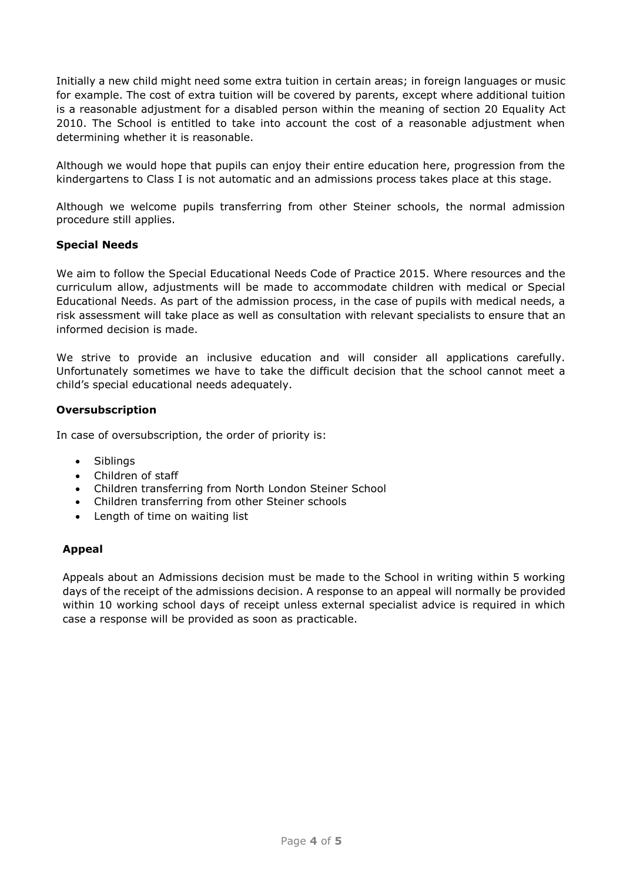Initially a new child might need some extra tuition in certain areas; in foreign languages or music for example. The cost of extra tuition will be covered by parents, except where additional tuition is a reasonable adjustment for a disabled person within the meaning of section 20 Equality Act 2010. The School is entitled to take into account the cost of a reasonable adjustment when determining whether it is reasonable.

Although we would hope that pupils can enjoy their entire education here, progression from the kindergartens to Class I is not automatic and an admissions process takes place at this stage.

Although we welcome pupils transferring from other Steiner schools, the normal admission procedure still applies.

**Special Needs**

We aim to follow the Special Educational Needs Code of Practice 2015. Where resources and the curriculum allow, adjustments will be made to accommodate children with medical or Special Educational Needs. As part of the admission process, in the case of pupils with medical needs, a risk assessment will take place as well as consultation with relevant specialists to ensure that an informed decision is made.

We strive to provide an inclusive education and will consider all applications carefully. Unfortunately sometimes we have to take the difficult decision that the school cannot meet a child's special educational needs adequately.

**Oversubscription**

In case of oversubscription, the order of priority is:

- Siblings
- Children of staff
- Children transferring from North London Steiner School
- Children transferring from other Steiner schools
- Length of time on waiting list

**Appeal**

Appeals about an Admissions decision must be made to the School in writing within 5 working days of the receipt of the admissions decision. A response to an appeal will normally be provided within 10 working school days of receipt unless external specialist advice is required in which case a response will be provided as soon as practicable.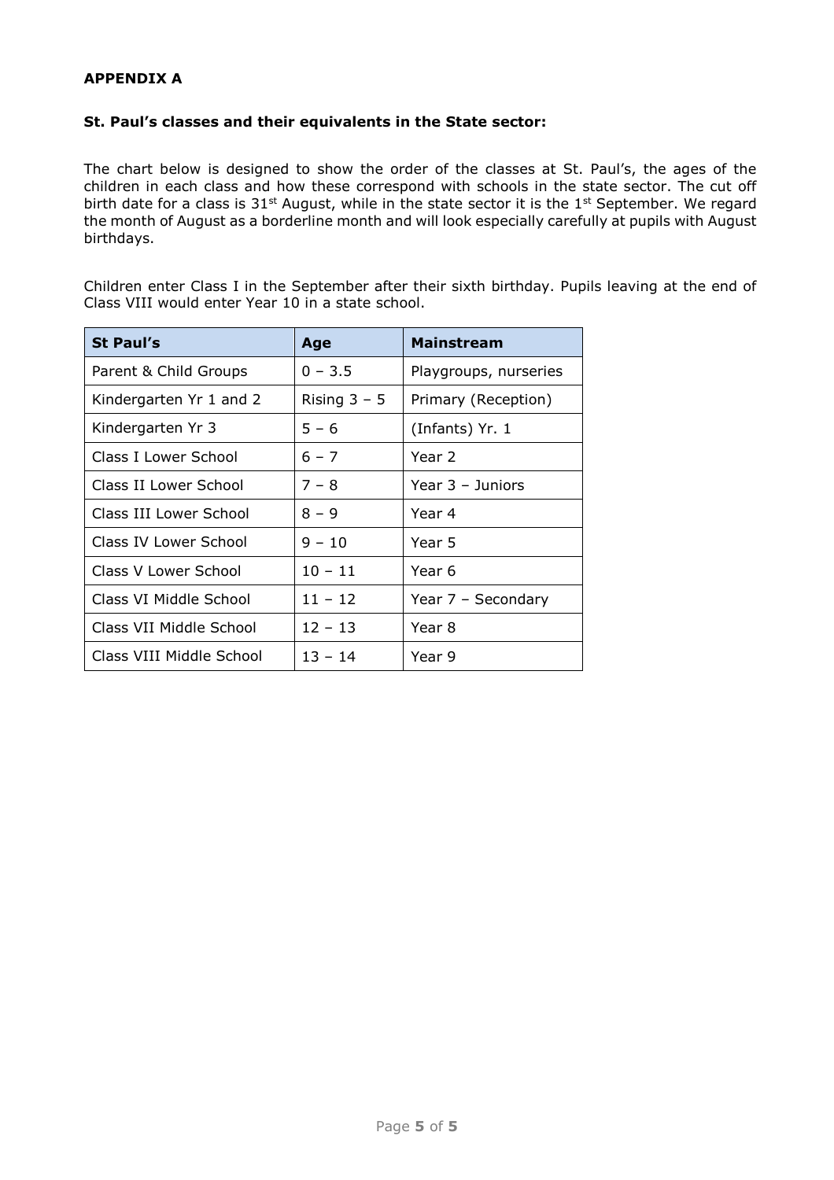## APPENDIX A

### St. Paul's classes and their equivalents in the State sector:

The chart below is designed to show the order of the classes at St. Paul's, the ages of the children in each class and how these correspond with schools in the state sector. The cut off birth date for a class is 31st August, while in the state sector it is the 1st September. We regard the month of August as a borderline month and will look especially carefully at pupils with August birthdays.

Children enter Class I in the September after their sixth birthday. Pupils leaving at the end of Class VIII would enter Year 10 in a state school.

| St Paul's | Age | Mainstream |
| --- | --- | --- |
| Parent & Child Groups | 0 – 3.5 | Playgroups, nurseries |
| Kindergarten Yr 1 and 2 | Rising 3 – 5 | Primary (Reception) |
| Kindergarten Yr 3 | 5 – 6 | (Infants) Yr. 1 |
| Class I Lower School | 6 – 7 | Year 2 |
| Class II Lower School | 7 – 8 | Year 3 – Juniors |
| Class III Lower School | 8 – 9 | Year 4 |
| Class IV Lower School | 9 – 10 | Year 5 |
| Class V Lower School | 10 – 11 | Year 6 |
| Class VI Middle School | 11 – 12 | Year 7 – Secondary |
| Class VII Middle School | 12 – 13 | Year 8 |
| Class VIII Middle School | 13 – 14 | Year 9 |